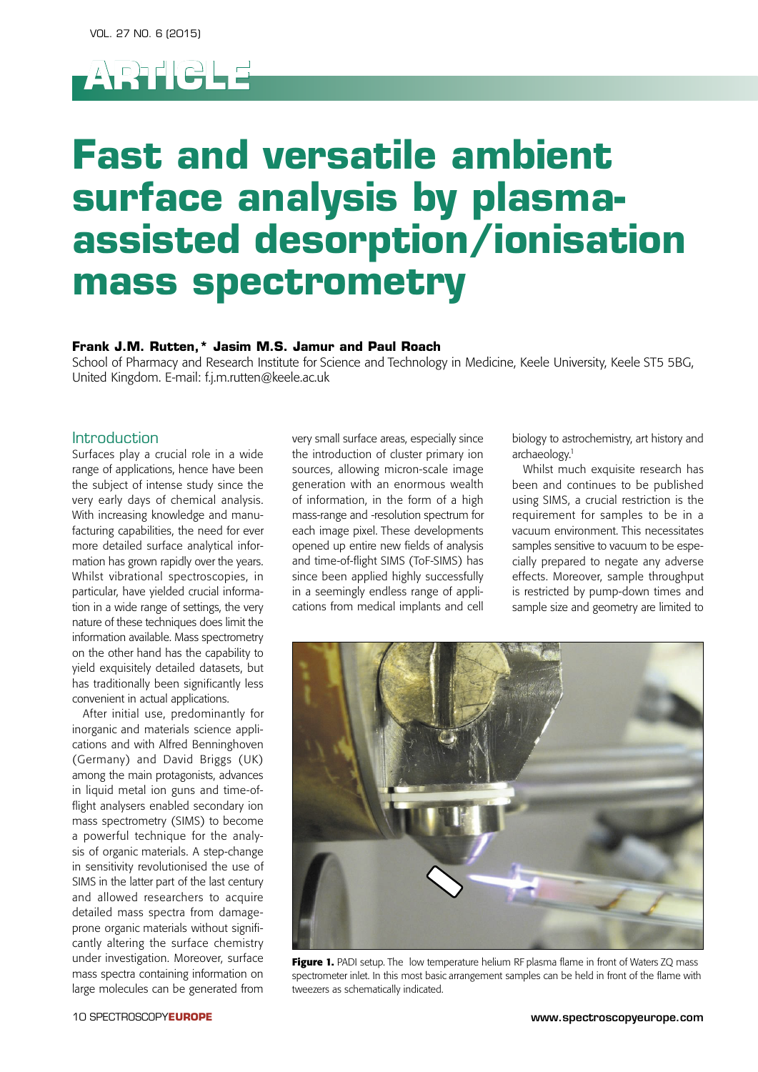ARTICLE

# Fast and versatile ambient surface analysis by plasma-assisted desorption/ionisation mass spectrometry

**Frank J.M. Rutten,\* Jasim M.S. Jamur and Paul Roach**

School of Pharmacy and Research Institute for Science and Technology in Medicine, Keele University, Keele ST5 5BG, United Kingdom. E-mail: f.j.m.rutten@keele.ac.uk

## Introduction

Surfaces play a crucial role in a wide range of applications, hence have been the subject of intense study since the very early days of chemical analysis. With increasing knowledge and manufacturing capabilities, the need for ever more detailed surface analytical information has grown rapidly over the years. Whilst vibrational spectroscopies, in particular, have yielded crucial information in a wide range of settings, the very nature of these techniques does limit the information available. Mass spectrometry on the other hand has the capability to yield exquisitely detailed datasets, but has traditionally been significantly less convenient in actual applications.

After initial use, predominantly for inorganic and materials science applications and with Alfred Benninghoven (Germany) and David Briggs (UK) among the main protagonists, advances in liquid metal ion guns and time-of-flight analysers enabled secondary ion mass spectrometry (SIMS) to become a powerful technique for the analysis of organic materials. A step-change in sensitivity revolutionised the use of SIMS in the latter part of the last century and allowed researchers to acquire detailed mass spectra from damage-prone organic materials without significantly altering the surface chemistry under investigation. Moreover, surface mass spectra containing information on large molecules can be generated from very small surface areas, especially since the introduction of cluster primary ion sources, allowing micron-scale image generation with an enormous wealth of information, in the form of a high mass-range and -resolution spectrum for each image pixel. These developments opened up entire new fields of analysis and time-of-flight SIMS (ToF-SIMS) has since been applied highly successfully in a seemingly endless range of applications from medical implants and cell biology to astrochemistry, art history and archaeology.[1]

Whilst much exquisite research has been and continues to be published using SIMS, a crucial restriction is the requirement for samples to be in a vacuum environment. This necessitates samples sensitive to vacuum to be especially prepared to negate any adverse effects. Moreover, sample throughput is restricted by pump-down times and sample size and geometry are limited to

**Figure 1.** PADI setup. The low temperature helium RF plasma flame in front of Waters ZQ mass spectrometer inlet. In this most basic arrangement samples can be held in front of the flame with tweezers as schematically indicated.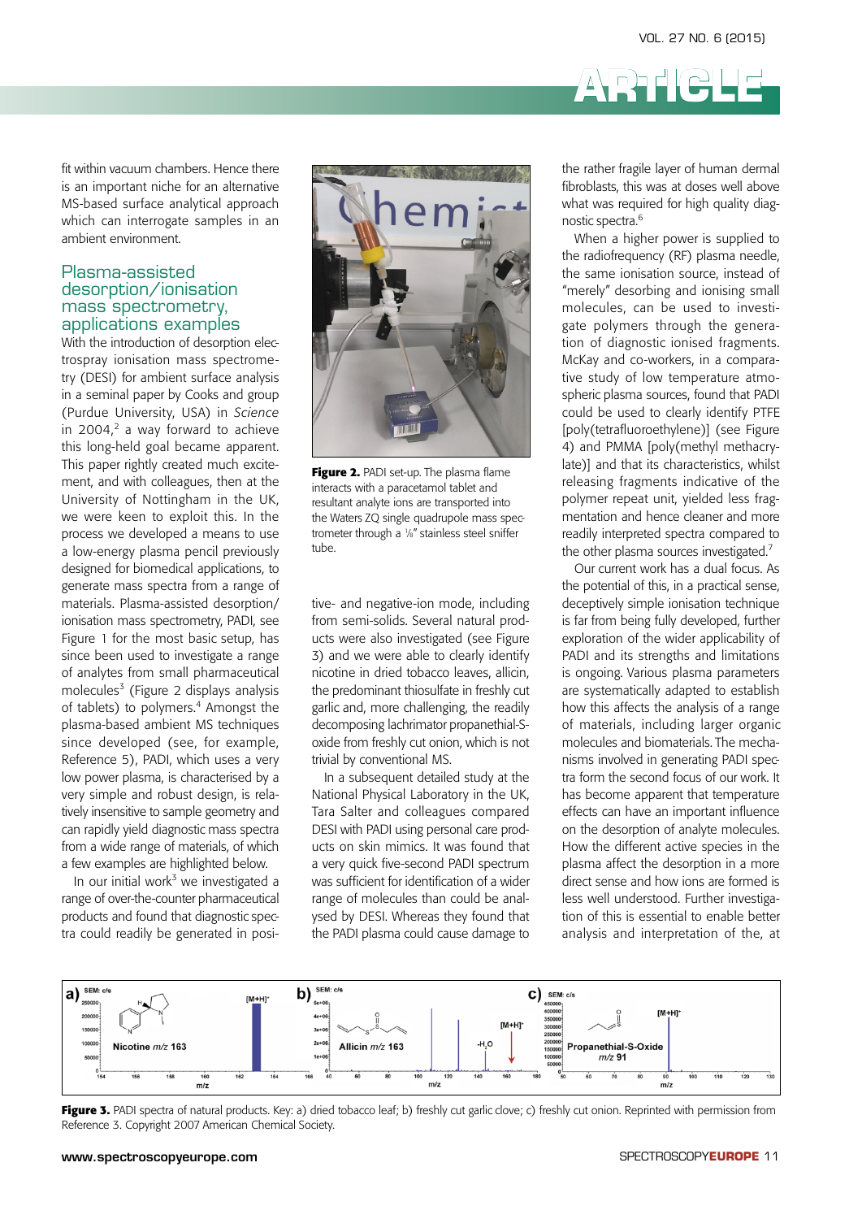fit within vacuum chambers. Hence there is an important niche for an alternative MS-based surface analytical approach which can interrogate samples in an ambient environment.

## Plasma-assisted desorption/ionisation mass spectrometry, applications examples

With the introduction of desorption electrospray ionisation mass spectrometry (DESI) for ambient surface analysis in a seminal paper by Cooks and group (Purdue University, USA) in *Science* in 2004,[2] a way forward to achieve this long-held goal became apparent. This paper rightly created much excitement, and with colleagues, then at the University of Nottingham in the UK, we were keen to exploit this. In the process we developed a means to use a low-energy plasma pencil previously designed for biomedical applications, to generate mass spectra from a range of materials. Plasma-assisted desorption/ionisation mass spectrometry, PADI, see Figure 1 for the most basic setup, has since been used to investigate a range of analytes from small pharmaceutical molecules[3] (Figure 2 displays analysis of tablets) to polymers.[4] Amongst the plasma-based ambient MS techniques since developed (see, for example, Reference 5), PADI, which uses a very low power plasma, is characterised by a very simple and robust design, is relatively insensitive to sample geometry and can rapidly yield diagnostic mass spectra from a wide range of materials, of which a few examples are highlighted below.

In our initial work[3] we investigated a range of over-the-counter pharmaceutical products and found that diagnostic spectra could readily be generated in positive- and negative-ion mode, including from semi-solids. Several natural products were also investigated (see Figure 3) and we were able to clearly identify nicotine in dried tobacco leaves, allicin, the predominant thiosulfate in freshly cut garlic and, more challenging, the readily decomposing lachrimator propanethial-S-oxide from freshly cut onion, which is not trivial by conventional MS.

**Figure 2.** PADI set-up. The plasma flame interacts with a paracetamol tablet and resultant analyte ions are transported into the Waters ZQ single quadrupole mass spectrometer through a ⅛" stainless steel sniffer tube.

In a subsequent detailed study at the National Physical Laboratory in the UK, Tara Salter and colleagues compared DESI with PADI using personal care products on skin mimics. It was found that a very quick five-second PADI spectrum was sufficient for identification of a wider range of molecules than could be analysed by DESI. Whereas they found that the PADI plasma could cause damage to the rather fragile layer of human dermal fibroblasts, this was at doses well above what was required for high quality diagnostic spectra.[6]

When a higher power is supplied to the radiofrequency (RF) plasma needle, the same ionisation source, instead of "merely" desorbing and ionising small molecules, can be used to investigate polymers through the generation of diagnostic ionised fragments. McKay and co-workers, in a comparative study of low temperature atmospheric plasma sources, found that PADI could be used to clearly identify PTFE [poly(tetrafluoroethylene)] (see Figure 4) and PMMA [poly(methyl methacrylate)] and that its characteristics, whilst releasing fragments indicative of the polymer repeat unit, yielded less fragmentation and hence cleaner and more readily interpreted spectra compared to the other plasma sources investigated.[7]

Our current work has a dual focus. As the potential of this, in a practical sense, deceptively simple ionisation technique is far from being fully developed, further exploration of the wider applicability of PADI and its strengths and limitations is ongoing. Various plasma parameters are systematically adapted to establish how this affects the analysis of a range of materials, including larger organic molecules and biomaterials. The mechanisms involved in generating PADI spectra form the second focus of our work. It has become apparent that temperature effects can have an important influence on the desorption of analyte molecules. How the different active species in the plasma affect the desorption in a more direct sense and how ions are formed is less well understood. Further investigation of this is essential to enable better analysis and interpretation of the, at

**Figure 3.** PADI spectra of natural products. Key: a) dried tobacco leaf; b) freshly cut garlic clove; c) freshly cut onion. Reprinted with permission from Reference 3. Copyright 2007 American Chemical Society.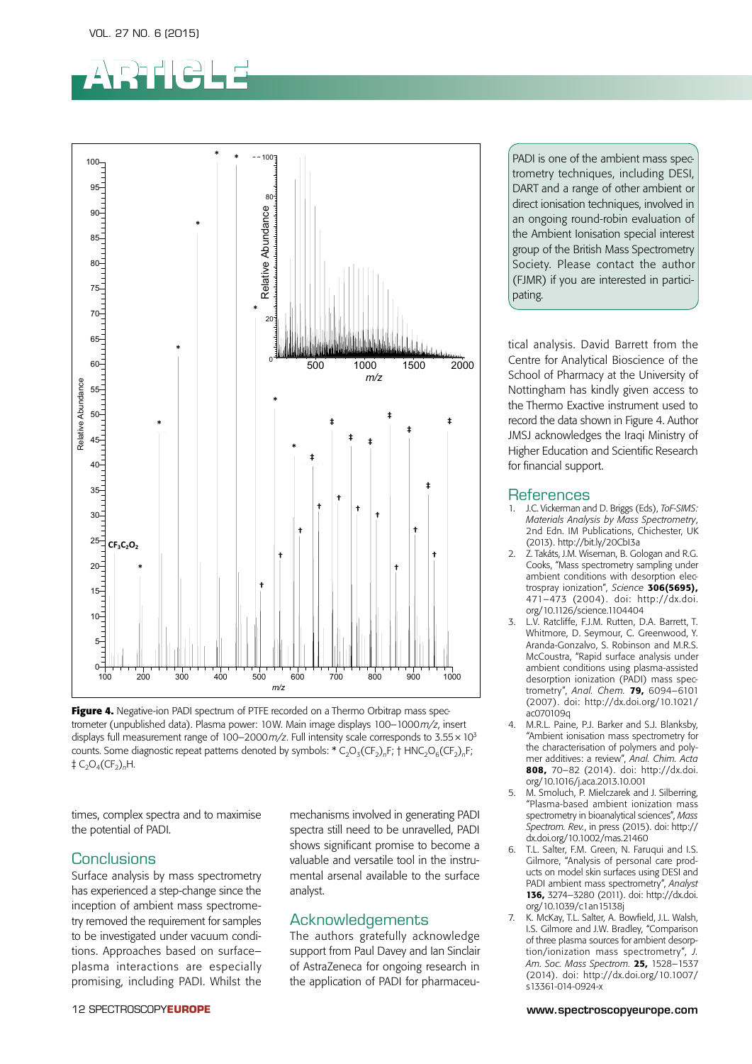100
95
90
85
80
75
70
65
60
55
50
45
40
35
30
25
20
15
10
5
0
Relative Abundance
100 200 300 400 500 600 700 800 900 1000
m/z
$CF_3C_2O_2$

Relative Abundance
100
80
20
0
500 1000 1500 2000
m/z

**Figure 4.** Negative-ion PADI spectrum of PTFE recorded on a Thermo Orbitrap mass spectrometer (unpublished data). Plasma power: 10 W. Main image displays 100–1000 *m/z*, insert displays full measurement range of 100–2000 *m/z*. Full intensity scale corresponds to $3.55 \times 10^3$ counts. Some diagnostic repeat patterns denoted by symbols: * $C_2O_3(CF_2)_nF$; † $HNC_2O_6(CF_2)_nF$; ‡ $C_2O_4(CF_2)_nH$.

times, complex spectra and to maximise the potential of PADI.

## Conclusions

Surface analysis by mass spectrometry has experienced a step-change since the inception of ambient mass spectrometry removed the requirement for samples to be investigated under vacuum conditions. Approaches based on surface–plasma interactions are especially promising, including PADI. Whilst the mechanisms involved in generating PADI spectra still need to be unravelled, PADI shows significant promise to become a valuable and versatile tool in the instrumental arsenal available to the surface analyst.

## Acknowledgements

The authors gratefully acknowledge support from Paul Davey and Ian Sinclair of AstraZeneca for ongoing research in the application of PADI for pharmaceutical analysis. David Barrett from the Centre for Analytical Bioscience of the School of Pharmacy at the University of Nottingham has kindly given access to the Thermo Exactive instrument used to record the data shown in Figure 4. Author JMSJ acknowledges the Iraqi Ministry of Higher Education and Scientific Research for financial support.

PADI is one of the ambient mass spectrometry techniques, including DESI, DART and a range of other ambient or direct ionisation techniques, involved in an ongoing round-robin evaluation of the Ambient Ionisation special interest group of the British Mass Spectrometry Society. Please contact the author (FJMR) if you are interested in participating.

## References

1. J.C. Vickerman and D. Briggs (Eds), *ToF-SIMS: Materials Analysis by Mass Spectrometry*, 2nd Edn. IM Publications, Chichester, UK (2013). http://bit.ly/20CbI3a
2. Z. Takáts, J.M. Wiseman, B. Gologan and R.G. Cooks, "Mass spectrometry sampling under ambient conditions with desorption electrospray ionization", *Science* **306(5695),** 471–473 (2004). doi: http://dx.doi.org/10.1126/science.1104404
3. L.V. Ratcliffe, F.J.M. Rutten, D.A. Barrett, T. Whitmore, D. Seymour, C. Greenwood, Y. Aranda-Gonzalvo, S. Robinson and M.R.S. McCoustra, "Rapid surface analysis under ambient conditions using plasma-assisted desorption ionization (PADI) mass spectrometry", *Anal. Chem.* **79,** 6094–6101 (2007). doi: http://dx.doi.org/10.1021/ac070109q
4. M.R.L. Paine, P.J. Barker and S.J. Blanksby, "Ambient ionisation mass spectrometry for the characterisation of polymers and polymer additives: a review", *Anal. Chim. Acta* **808,** 70–82 (2014). doi: http://dx.doi.org/10.1016/j.aca.2013.10.001
5. M. Smoluch, P. Mielczarek and J. Silberring, "Plasma-based ambient ionization mass spectrometry in bioanalytical sciences", *Mass Spectrom. Rev.*, in press (2015). doi: http://dx.doi.org/10.1002/mas.21460
6. T.L. Salter, F.M. Green, N. Faruqui and I.S. Gilmore, "Analysis of personal care products on model skin surfaces using DESI and PADI ambient mass spectrometry", *Analyst* **136,** 3274–3280 (2011). doi: http://dx.doi.org/10.1039/c1an15138j
7. K. McKay, T.L. Salter, A. Bowfield, J.L. Walsh, I.S. Gilmore and J.W. Bradley, "Comparison of three plasma sources for ambient desorption/ionization mass spectrometry", *J. Am. Soc. Mass Spectrom.* **25,** 1528–1537 (2014). doi: http://dx.doi.org/10.1007/s13361-014-0924-x